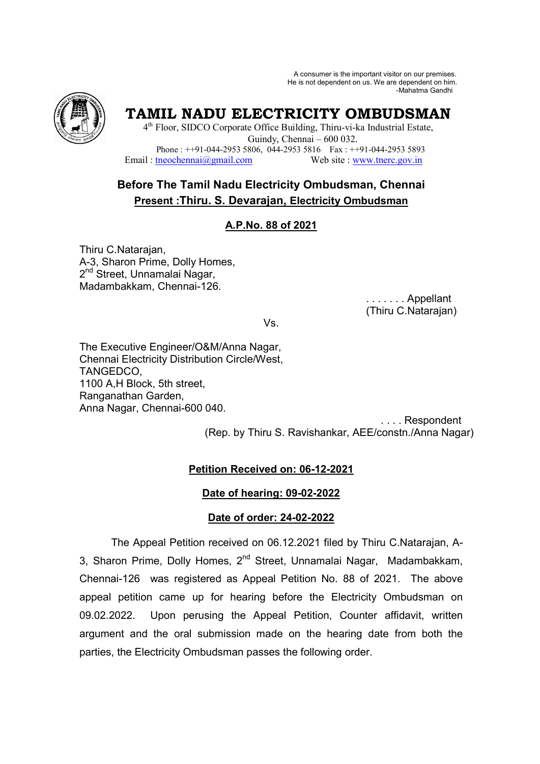A consumer is the important visitor on our premises.
He is not dependent on us. We are dependent on him.
-Mahatma Gandhi

# TAMIL NADU ELECTRICITY OMBUDSMAN

4th Floor, SIDCO Corporate Office Building, Thiru-vi-ka Industrial Estate, Guindy, Chennai – 600 032.
Phone : ++91-044-2953 5806, 044-2953 5816 Fax : ++91-044-2953 5893
Email : tneochennai@gmail.com Web site : www.tnerc.gov.in

## Before The Tamil Nadu Electricity Ombudsman, Chennai

**Present :Thiru. S. Devarajan, Electricity Ombudsman**

**A.P.No. 88 of 2021**

Thiru C.Natarajan,
A-3, Sharon Prime, Dolly Homes,
2nd Street, Unnamalai Nagar,
Madambakkam, Chennai-126.

. . . . . . . Appellant
(Thiru C.Natarajan)

Vs.

The Executive Engineer/O&M/Anna Nagar,
Chennai Electricity Distribution Circle/West,
TANGEDCO,
1100 A,H Block, 5th street,
Ranganathan Garden,
Anna Nagar, Chennai-600 040.

. . . . Respondent
(Rep. by Thiru S. Ravishankar, AEE/constn./Anna Nagar)

**Petition Received on: 06-12-2021**

**Date of hearing: 09-02-2022**

**Date of order: 24-02-2022**

The Appeal Petition received on 06.12.2021 filed by Thiru C.Natarajan, A-3, Sharon Prime, Dolly Homes, 2nd Street, Unnamalai Nagar, Madambakkam, Chennai-126 was registered as Appeal Petition No. 88 of 2021. The above appeal petition came up for hearing before the Electricity Ombudsman on 09.02.2022. Upon perusing the Appeal Petition, Counter affidavit, written argument and the oral submission made on the hearing date from both the parties, the Electricity Ombudsman passes the following order.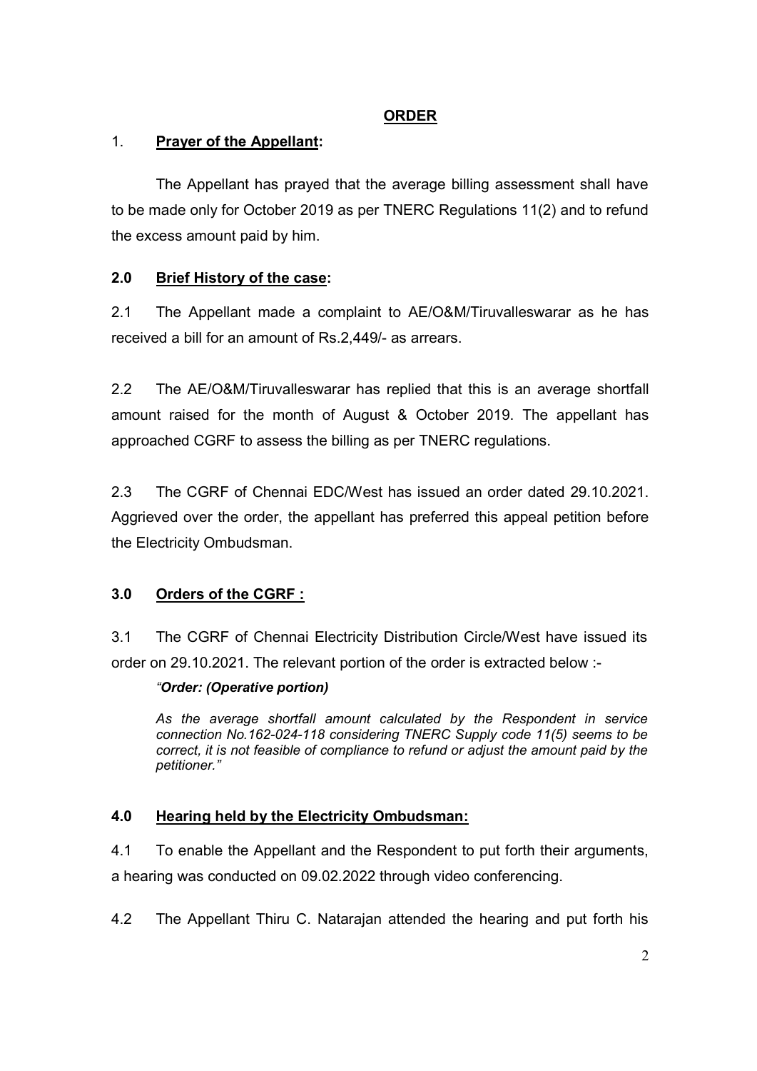## ORDER

### 1. Prayer of the Appellant:

The Appellant has prayed that the average billing assessment shall have to be made only for October 2019 as per TNERC Regulations 11(2) and to refund the excess amount paid by him.

### 2.0 Brief History of the case:

2.1 The Appellant made a complaint to AE/O&M/Tiruvalleswarar as he has received a bill for an amount of Rs.2,449/- as arrears.

2.2 The AE/O&M/Tiruvalleswarar has replied that this is an average shortfall amount raised for the month of August & October 2019. The appellant has approached CGRF to assess the billing as per TNERC regulations.

2.3 The CGRF of Chennai EDC/West has issued an order dated 29.10.2021. Aggrieved over the order, the appellant has preferred this appeal petition before the Electricity Ombudsman.

### 3.0 Orders of the CGRF :

3.1 The CGRF of Chennai Electricity Distribution Circle/West have issued its order on 29.10.2021. The relevant portion of the order is extracted below :-

> *"**Order: (Operative portion)***
>
> *As the average shortfall amount calculated by the Respondent in service connection No.162-024-118 considering TNERC Supply code 11(5) seems to be correct, it is not feasible of compliance to refund or adjust the amount paid by the petitioner."*

### 4.0 Hearing held by the Electricity Ombudsman:

4.1 To enable the Appellant and the Respondent to put forth their arguments, a hearing was conducted on 09.02.2022 through video conferencing.

4.2 The Appellant Thiru C. Natarajan attended the hearing and put forth his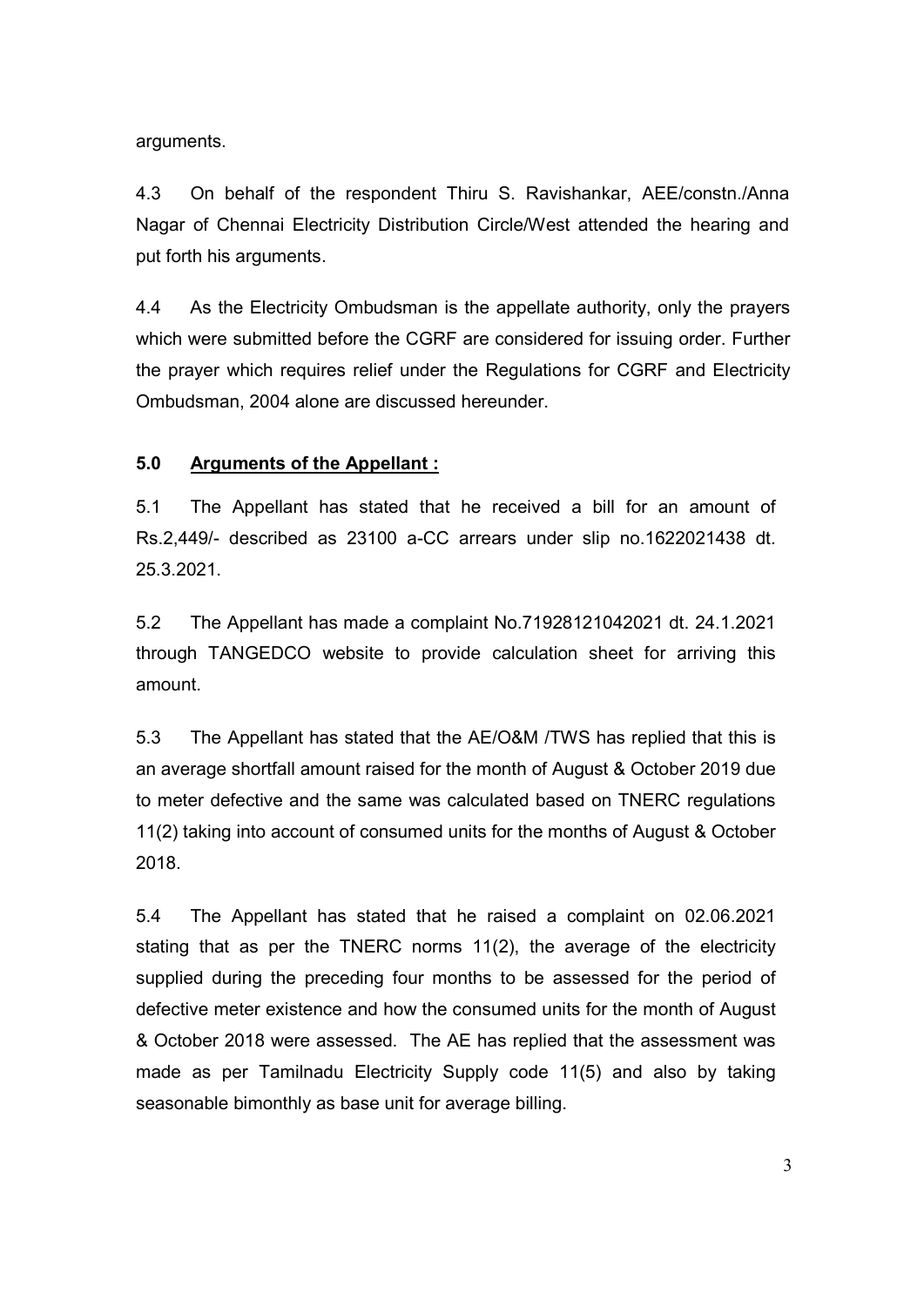arguments.

4.3 On behalf of the respondent Thiru S. Ravishankar, AEE/constn./Anna Nagar of Chennai Electricity Distribution Circle/West attended the hearing and put forth his arguments.

4.4 As the Electricity Ombudsman is the appellate authority, only the prayers which were submitted before the CGRF are considered for issuing order. Further the prayer which requires relief under the Regulations for CGRF and Electricity Ombudsman, 2004 alone are discussed hereunder.

## 5.0 <u>Arguments of the Appellant :</u>

5.1 The Appellant has stated that he received a bill for an amount of Rs.2,449/- described as 23100 a-CC arrears under slip no.1622021438 dt. 25.3.2021.

5.2 The Appellant has made a complaint No.71928121042021 dt. 24.1.2021 through TANGEDCO website to provide calculation sheet for arriving this amount.

5.3 The Appellant has stated that the AE/O&M /TWS has replied that this is an average shortfall amount raised for the month of August & October 2019 due to meter defective and the same was calculated based on TNERC regulations 11(2) taking into account of consumed units for the months of August & October 2018.

5.4 The Appellant has stated that he raised a complaint on 02.06.2021 stating that as per the TNERC norms 11(2), the average of the electricity supplied during the preceding four months to be assessed for the period of defective meter existence and how the consumed units for the month of August & October 2018 were assessed. The AE has replied that the assessment was made as per Tamilnadu Electricity Supply code 11(5) and also by taking seasonable bimonthly as base unit for average billing.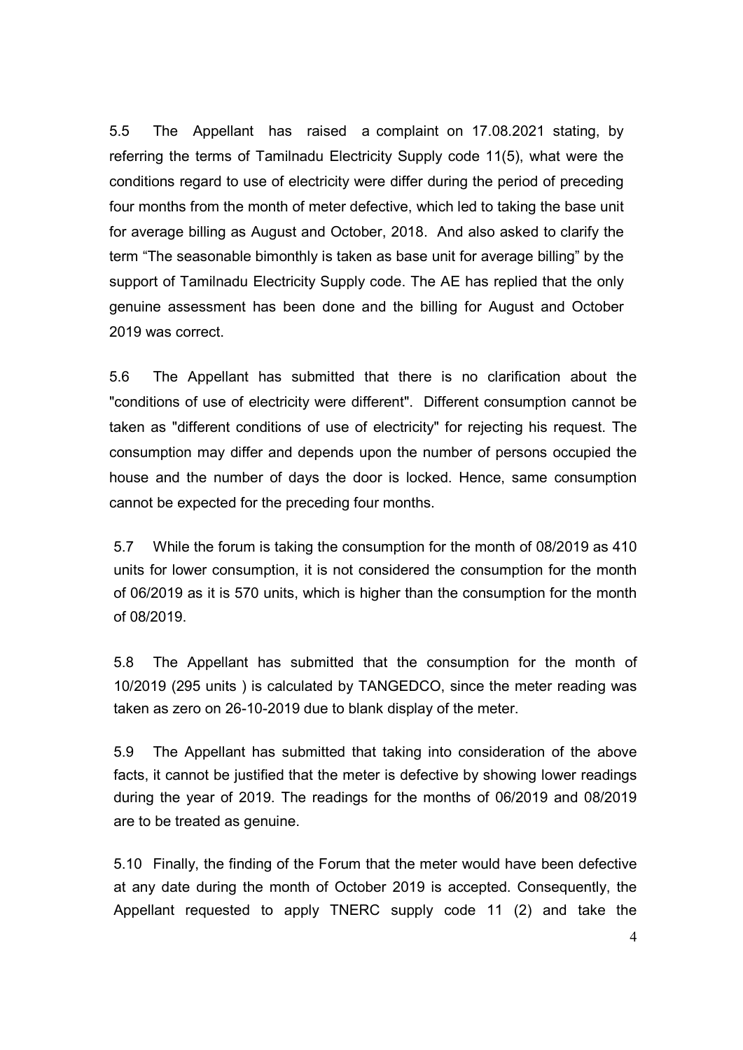5.5 The Appellant has raised a complaint on 17.08.2021 stating, by referring the terms of Tamilnadu Electricity Supply code 11(5), what were the conditions regard to use of electricity were differ during the period of preceding four months from the month of meter defective, which led to taking the base unit for average billing as August and October, 2018. And also asked to clarify the term "The seasonable bimonthly is taken as base unit for average billing" by the support of Tamilnadu Electricity Supply code. The AE has replied that the only genuine assessment has been done and the billing for August and October 2019 was correct.

5.6 The Appellant has submitted that there is no clarification about the "conditions of use of electricity were different". Different consumption cannot be taken as "different conditions of use of electricity" for rejecting his request. The consumption may differ and depends upon the number of persons occupied the house and the number of days the door is locked. Hence, same consumption cannot be expected for the preceding four months.

5.7 While the forum is taking the consumption for the month of 08/2019 as 410 units for lower consumption, it is not considered the consumption for the month of 06/2019 as it is 570 units, which is higher than the consumption for the month of 08/2019.

5.8 The Appellant has submitted that the consumption for the month of 10/2019 (295 units ) is calculated by TANGEDCO, since the meter reading was taken as zero on 26-10-2019 due to blank display of the meter.

5.9 The Appellant has submitted that taking into consideration of the above facts, it cannot be justified that the meter is defective by showing lower readings during the year of 2019. The readings for the months of 06/2019 and 08/2019 are to be treated as genuine.

5.10 Finally, the finding of the Forum that the meter would have been defective at any date during the month of October 2019 is accepted. Consequently, the Appellant requested to apply TNERC supply code 11 (2) and take the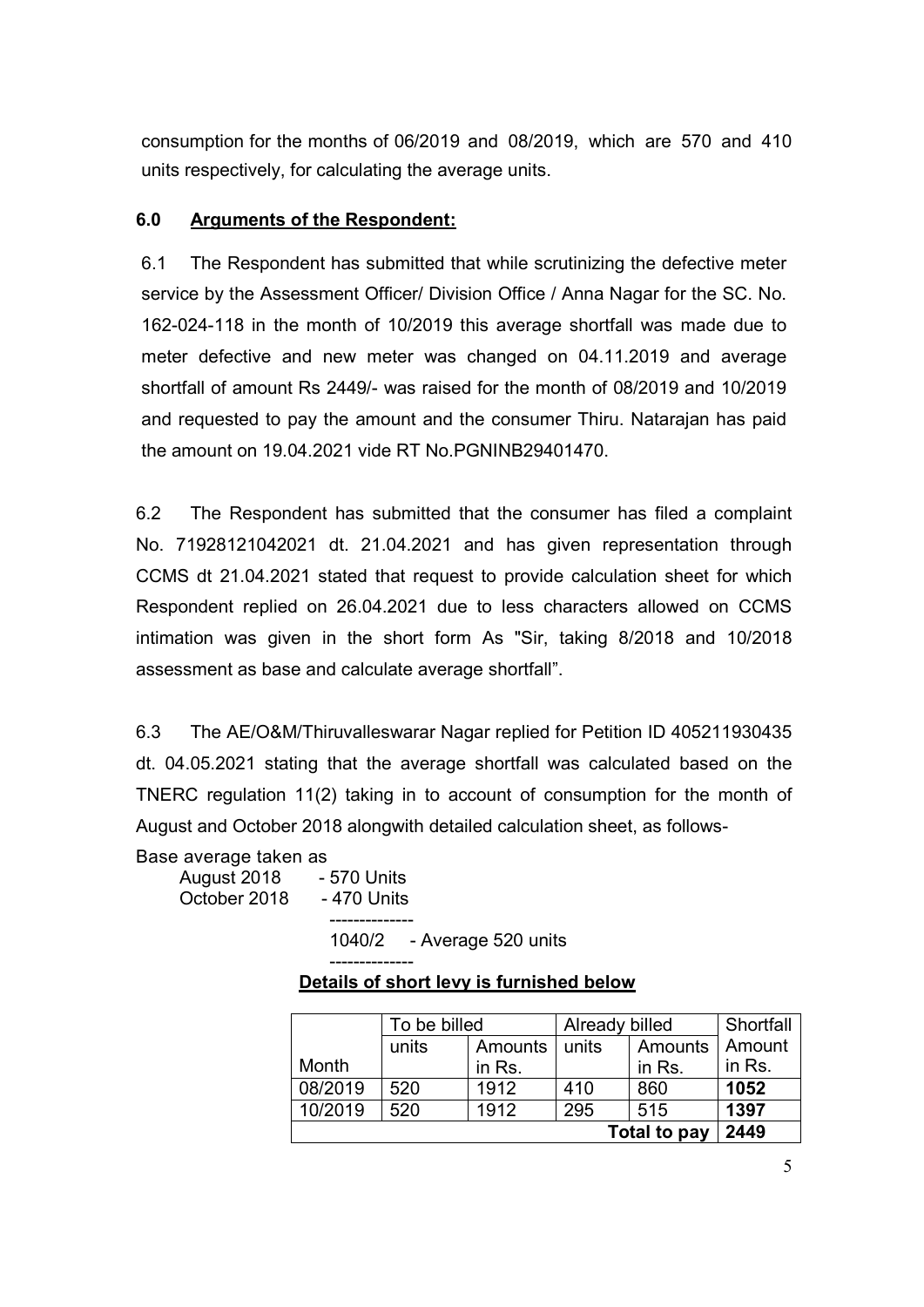consumption for the months of 06/2019 and 08/2019, which are 570 and 410 units respectively, for calculating the average units.

## 6.0 Arguments of the Respondent:

6.1 The Respondent has submitted that while scrutinizing the defective meter service by the Assessment Officer/ Division Office / Anna Nagar for the SC. No. 162-024-118 in the month of 10/2019 this average shortfall was made due to meter defective and new meter was changed on 04.11.2019 and average shortfall of amount Rs 2449/- was raised for the month of 08/2019 and 10/2019 and requested to pay the amount and the consumer Thiru. Natarajan has paid the amount on 19.04.2021 vide RT No.PGNINB29401470.

6.2 The Respondent has submitted that the consumer has filed a complaint No. 71928121042021 dt. 21.04.2021 and has given representation through CCMS dt 21.04.2021 stated that request to provide calculation sheet for which Respondent replied on 26.04.2021 due to less characters allowed on CCMS intimation was given in the short form As "Sir, taking 8/2018 and 10/2018 assessment as base and calculate average shortfall".

6.3 The AE/O&M/Thiruvalleswarar Nagar replied for Petition ID 405211930435 dt. 04.05.2021 stating that the average shortfall was calculated based on the TNERC regulation 11(2) taking in to account of consumption for the month of August and October 2018 alongwith detailed calculation sheet, as follows-

Base average taken as

```
August 2018     - 570 Units
October 2018    - 470 Units
                --------------
                1040/2   - Average 520 units
                --------------
```

**Details of short levy is furnished below**

| Month | To be billed | | Already billed | | Shortfall Amount in Rs. |
|---|---|---|---|---|---|
| | units | Amounts in Rs. | units | Amounts in Rs. | |
| 08/2019 | 520 | 1912 | 410 | 860 | **1052** |
| 10/2019 | 520 | 1912 | 295 | 515 | **1397** |
| | | | | **Total to pay** | **2449** |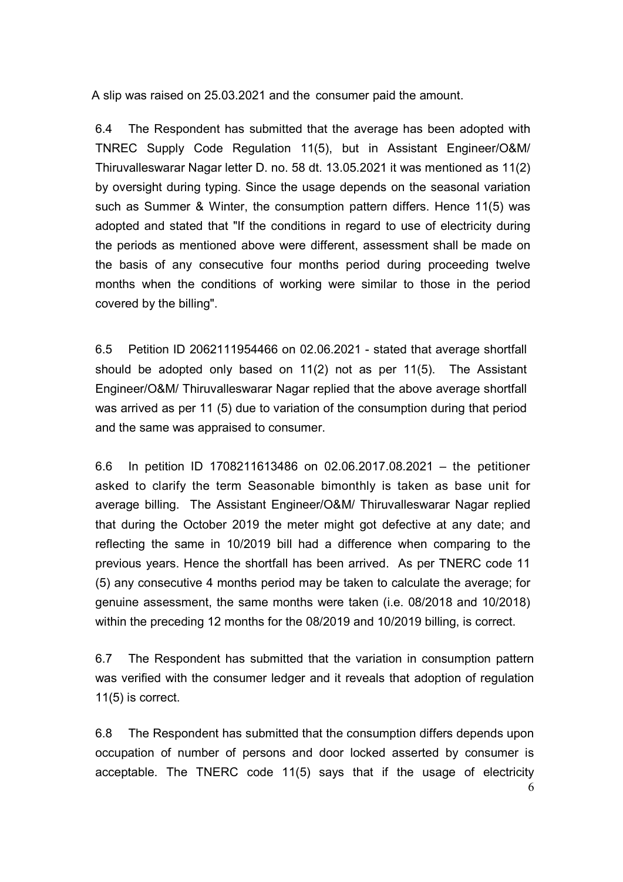A slip was raised on 25.03.2021 and the consumer paid the amount.

6.4 The Respondent has submitted that the average has been adopted with TNREC Supply Code Regulation 11(5), but in Assistant Engineer/O&M/ Thiruvalleswarar Nagar letter D. no. 58 dt. 13.05.2021 it was mentioned as 11(2) by oversight during typing. Since the usage depends on the seasonal variation such as Summer & Winter, the consumption pattern differs. Hence 11(5) was adopted and stated that "If the conditions in regard to use of electricity during the periods as mentioned above were different, assessment shall be made on the basis of any consecutive four months period during proceeding twelve months when the conditions of working were similar to those in the period covered by the billing".

6.5 Petition ID 2062111954466 on 02.06.2021 - stated that average shortfall should be adopted only based on 11(2) not as per 11(5). The Assistant Engineer/O&M/ Thiruvalleswarar Nagar replied that the above average shortfall was arrived as per 11 (5) due to variation of the consumption during that period and the same was appraised to consumer.

6.6 In petition ID 1708211613486 on 02.06.2017.08.2021 – the petitioner asked to clarify the term Seasonable bimonthly is taken as base unit for average billing. The Assistant Engineer/O&M/ Thiruvalleswarar Nagar replied that during the October 2019 the meter might got defective at any date; and reflecting the same in 10/2019 bill had a difference when comparing to the previous years. Hence the shortfall has been arrived. As per TNERC code 11 (5) any consecutive 4 months period may be taken to calculate the average; for genuine assessment, the same months were taken (i.e. 08/2018 and 10/2018) within the preceding 12 months for the 08/2019 and 10/2019 billing, is correct.

6.7 The Respondent has submitted that the variation in consumption pattern was verified with the consumer ledger and it reveals that adoption of regulation 11(5) is correct.

6.8 The Respondent has submitted that the consumption differs depends upon occupation of number of persons and door locked asserted by consumer is acceptable. The TNERC code 11(5) says that if the usage of electricity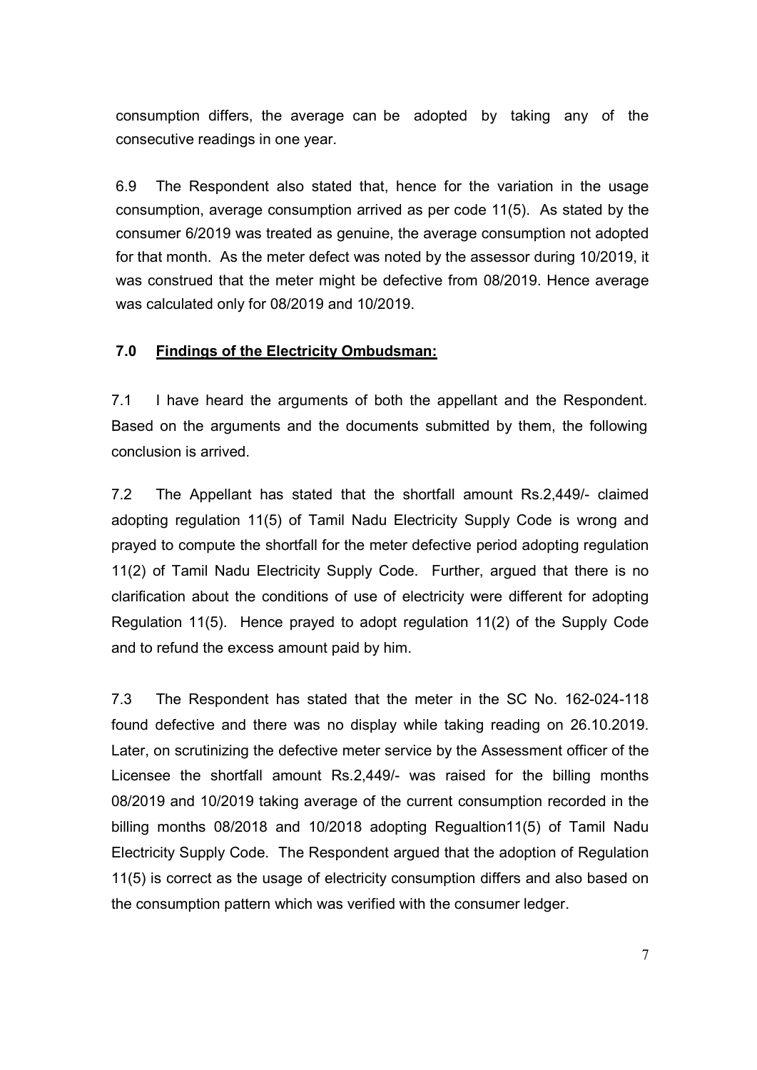consumption differs, the average can be adopted by taking any of the consecutive readings in one year.

6.9 The Respondent also stated that, hence for the variation in the usage consumption, average consumption arrived as per code 11(5). As stated by the consumer 6/2019 was treated as genuine, the average consumption not adopted for that month. As the meter defect was noted by the assessor during 10/2019, it was construed that the meter might be defective from 08/2019. Hence average was calculated only for 08/2019 and 10/2019.

## 7.0 Findings of the Electricity Ombudsman:

7.1 I have heard the arguments of both the appellant and the Respondent. Based on the arguments and the documents submitted by them, the following conclusion is arrived.

7.2 The Appellant has stated that the shortfall amount Rs.2,449/- claimed adopting regulation 11(5) of Tamil Nadu Electricity Supply Code is wrong and prayed to compute the shortfall for the meter defective period adopting regulation 11(2) of Tamil Nadu Electricity Supply Code. Further, argued that there is no clarification about the conditions of use of electricity were different for adopting Regulation 11(5). Hence prayed to adopt regulation 11(2) of the Supply Code and to refund the excess amount paid by him.

7.3 The Respondent has stated that the meter in the SC No. 162-024-118 found defective and there was no display while taking reading on 26.10.2019. Later, on scrutinizing the defective meter service by the Assessment officer of the Licensee the shortfall amount Rs.2,449/- was raised for the billing months 08/2019 and 10/2019 taking average of the current consumption recorded in the billing months 08/2018 and 10/2018 adopting Regualtion11(5) of Tamil Nadu Electricity Supply Code. The Respondent argued that the adoption of Regulation 11(5) is correct as the usage of electricity consumption differs and also based on the consumption pattern which was verified with the consumer ledger.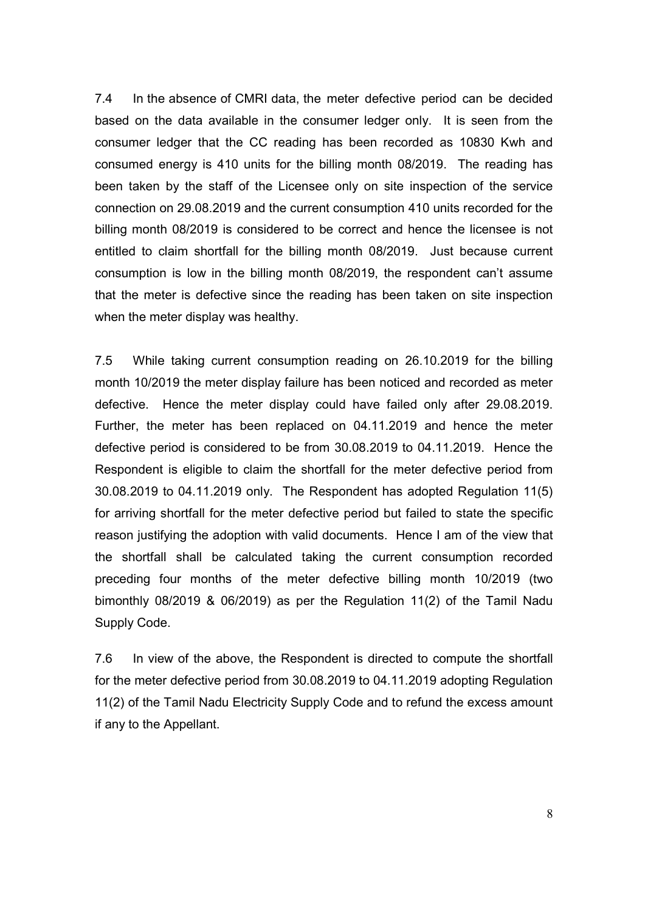7.4 In the absence of CMRI data, the meter defective period can be decided based on the data available in the consumer ledger only. It is seen from the consumer ledger that the CC reading has been recorded as 10830 Kwh and consumed energy is 410 units for the billing month 08/2019. The reading has been taken by the staff of the Licensee only on site inspection of the service connection on 29.08.2019 and the current consumption 410 units recorded for the billing month 08/2019 is considered to be correct and hence the licensee is not entitled to claim shortfall for the billing month 08/2019. Just because current consumption is low in the billing month 08/2019, the respondent can't assume that the meter is defective since the reading has been taken on site inspection when the meter display was healthy.

7.5 While taking current consumption reading on 26.10.2019 for the billing month 10/2019 the meter display failure has been noticed and recorded as meter defective. Hence the meter display could have failed only after 29.08.2019. Further, the meter has been replaced on 04.11.2019 and hence the meter defective period is considered to be from 30.08.2019 to 04.11.2019. Hence the Respondent is eligible to claim the shortfall for the meter defective period from 30.08.2019 to 04.11.2019 only. The Respondent has adopted Regulation 11(5) for arriving shortfall for the meter defective period but failed to state the specific reason justifying the adoption with valid documents. Hence I am of the view that the shortfall shall be calculated taking the current consumption recorded preceding four months of the meter defective billing month 10/2019 (two bimonthly 08/2019 & 06/2019) as per the Regulation 11(2) of the Tamil Nadu Supply Code.

7.6 In view of the above, the Respondent is directed to compute the shortfall for the meter defective period from 30.08.2019 to 04.11.2019 adopting Regulation 11(2) of the Tamil Nadu Electricity Supply Code and to refund the excess amount if any to the Appellant.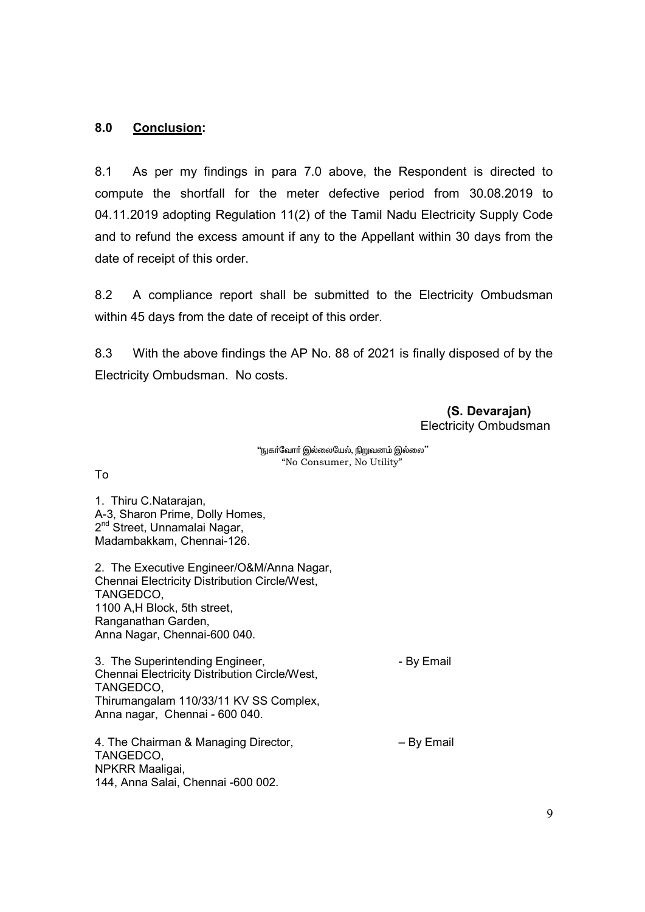## 8.0 <u>Conclusion</u>:

8.1 As per my findings in para 7.0 above, the Respondent is directed to compute the shortfall for the meter defective period from 30.08.2019 to 04.11.2019 adopting Regulation 11(2) of the Tamil Nadu Electricity Supply Code and to refund the excess amount if any to the Appellant within 30 days from the date of receipt of this order.

8.2 A compliance report shall be submitted to the Electricity Ombudsman within 45 days from the date of receipt of this order.

8.3 With the above findings the AP No. 88 of 2021 is finally disposed of by the Electricity Ombudsman. No costs.

**(S. Devarajan)**
Electricity Ombudsman

"நுகர்வோர் இல்லையேல், நிறுவனம் இல்லை"
"No Consumer, No Utility"

To

1. Thiru C.Natarajan,
A-3, Sharon Prime, Dolly Homes,
2nd Street, Unnamalai Nagar,
Madambakkam, Chennai-126.

2. The Executive Engineer/O&M/Anna Nagar,
Chennai Electricity Distribution Circle/West,
TANGEDCO,
1100 A,H Block, 5th street,
Ranganathan Garden,
Anna Nagar, Chennai-600 040.

3. The Superintending Engineer, - By Email
Chennai Electricity Distribution Circle/West,
TANGEDCO,
Thirumangalam 110/33/11 KV SS Complex,
Anna nagar, Chennai - 600 040.

4. The Chairman & Managing Director, – By Email
TANGEDCO,
NPKRR Maaligai,
144, Anna Salai, Chennai -600 002.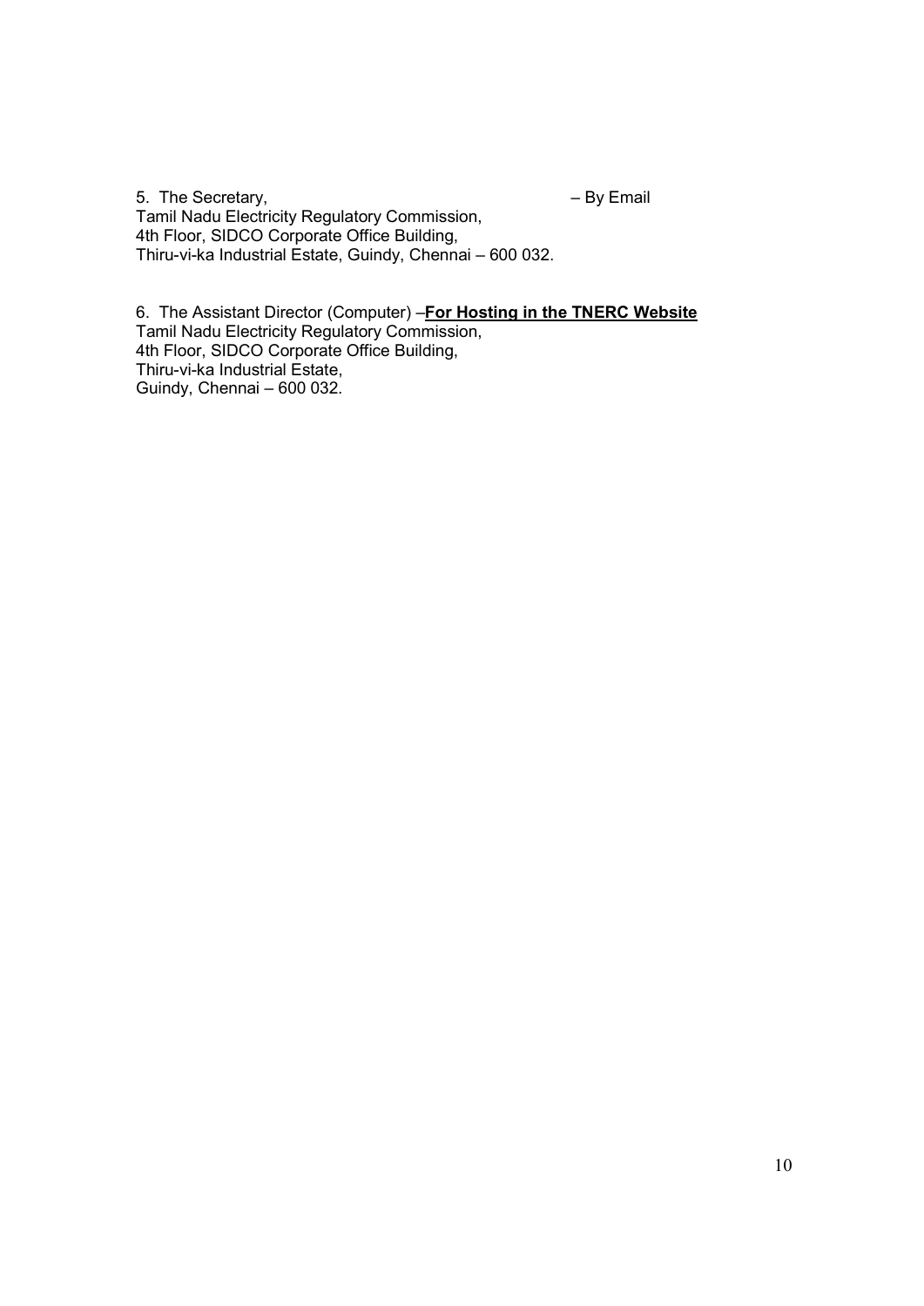5. The Secretary, – By Email
Tamil Nadu Electricity Regulatory Commission,
4th Floor, SIDCO Corporate Office Building,
Thiru-vi-ka Industrial Estate, Guindy, Chennai – 600 032.

6. The Assistant Director (Computer) –**<u>For Hosting in the TNERC Website</u>**
Tamil Nadu Electricity Regulatory Commission,
4th Floor, SIDCO Corporate Office Building,
Thiru-vi-ka Industrial Estate,
Guindy, Chennai – 600 032.